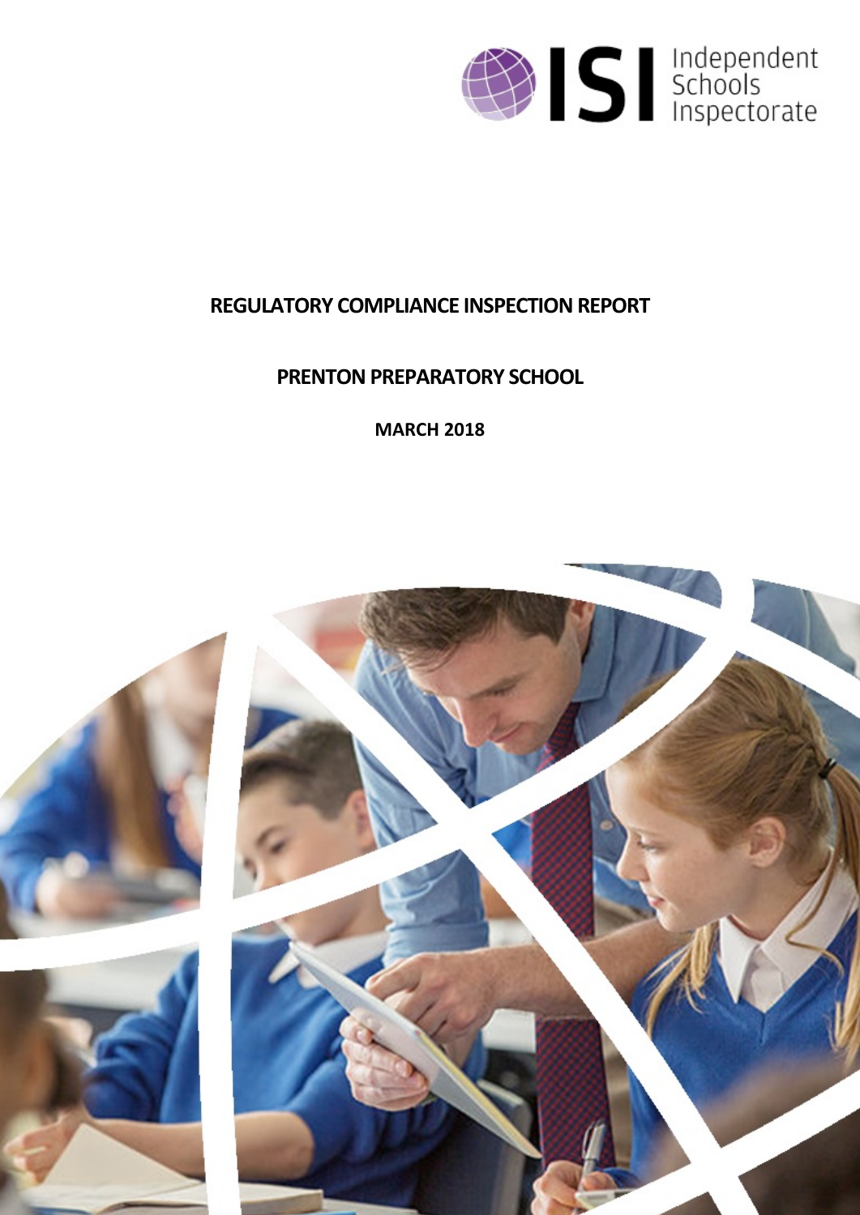Independent Schools Inspectorate

# REGULATORY COMPLIANCE INSPECTION REPORT

## PRENTON PREPARATORY SCHOOL

**MARCH 2018**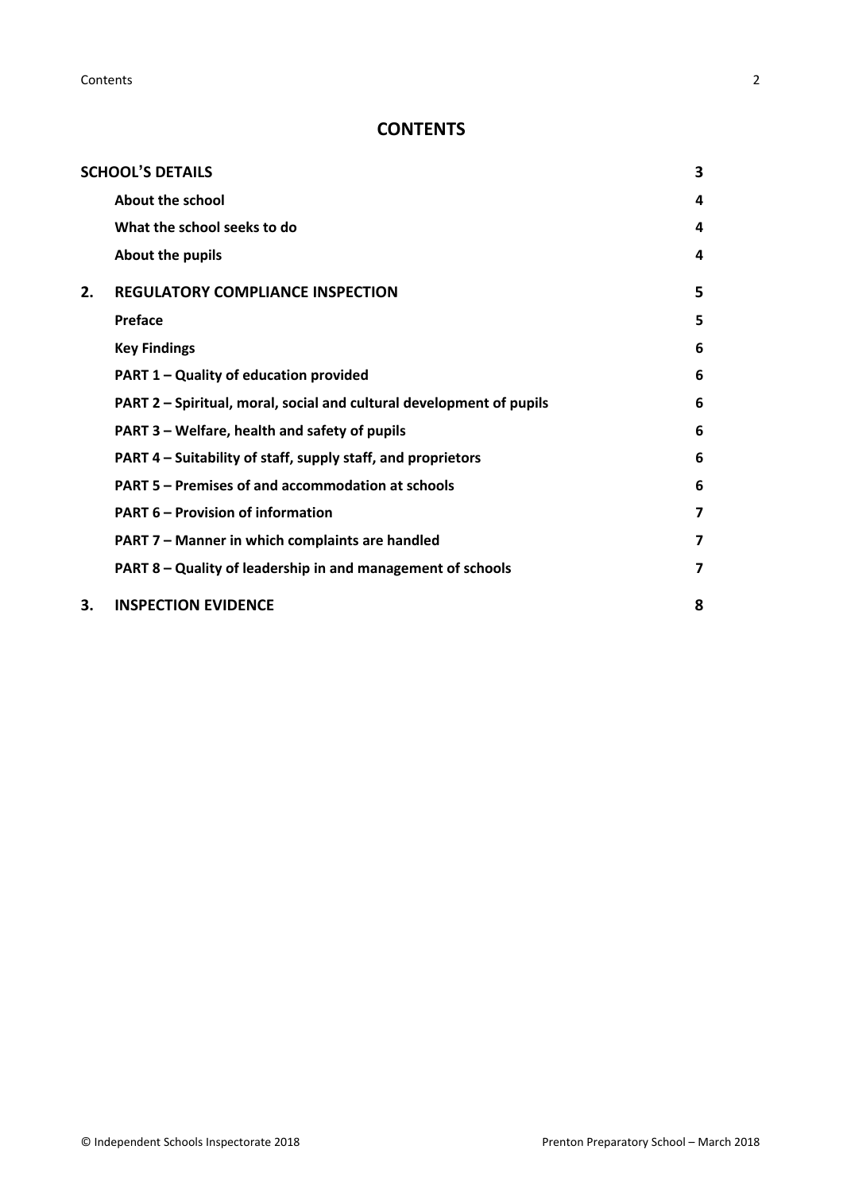# CONTENTS

| | | |
|---|---|---|
| **SCHOOL'S DETAILS** | | **3** |
| | **About the school** | **4** |
| | **What the school seeks to do** | **4** |
| | **About the pupils** | **4** |
| **2.** | **REGULATORY COMPLIANCE INSPECTION** | **5** |
| | **Preface** | **5** |
| | **Key Findings** | **6** |
| | **PART 1 – Quality of education provided** | **6** |
| | **PART 2 – Spiritual, moral, social and cultural development of pupils** | **6** |
| | **PART 3 – Welfare, health and safety of pupils** | **6** |
| | **PART 4 – Suitability of staff, supply staff, and proprietors** | **6** |
| | **PART 5 – Premises of and accommodation at schools** | **6** |
| | **PART 6 – Provision of information** | **7** |
| | **PART 7 – Manner in which complaints are handled** | **7** |
| | **PART 8 – Quality of leadership in and management of schools** | **7** |
| **3.** | **INSPECTION EVIDENCE** | **8** |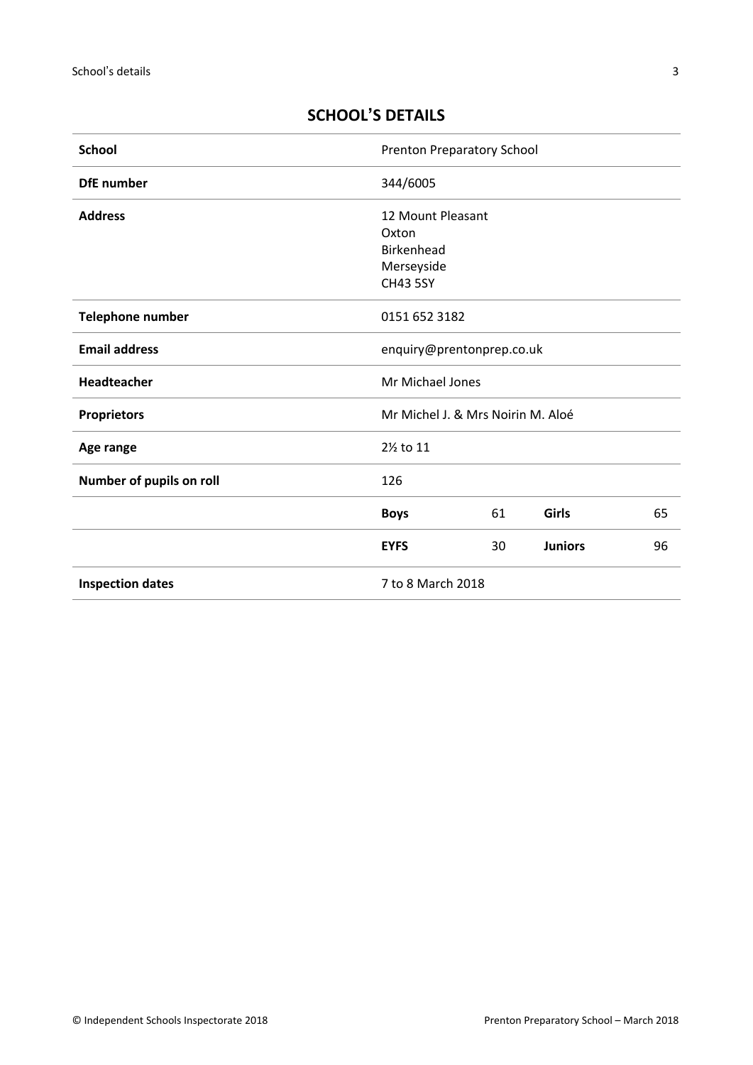## SCHOOL'S DETAILS

| | | | | |
|---|---|---|---|---|
| **School** | Prenton Preparatory School | | | |
| **DfE number** | 344/6005 | | | |
| **Address** | 12 Mount Pleasant<br>Oxton<br>Birkenhead<br>Merseyside<br>CH43 5SY | | | |
| **Telephone number** | 0151 652 3182 | | | |
| **Email address** | enquiry@prentonprep.co.uk | | | |
| **Headteacher** | Mr Michael Jones | | | |
| **Proprietors** | Mr Michel J. & Mrs Noirin M. Aloé | | | |
| **Age range** | 2½ to 11 | | | |
| **Number of pupils on roll** | 126 | | | |
| | **Boys** | 61 | **Girls** | 65 |
| | **EYFS** | 30 | **Juniors** | 96 |
| **Inspection dates** | 7 to 8 March 2018 | | | |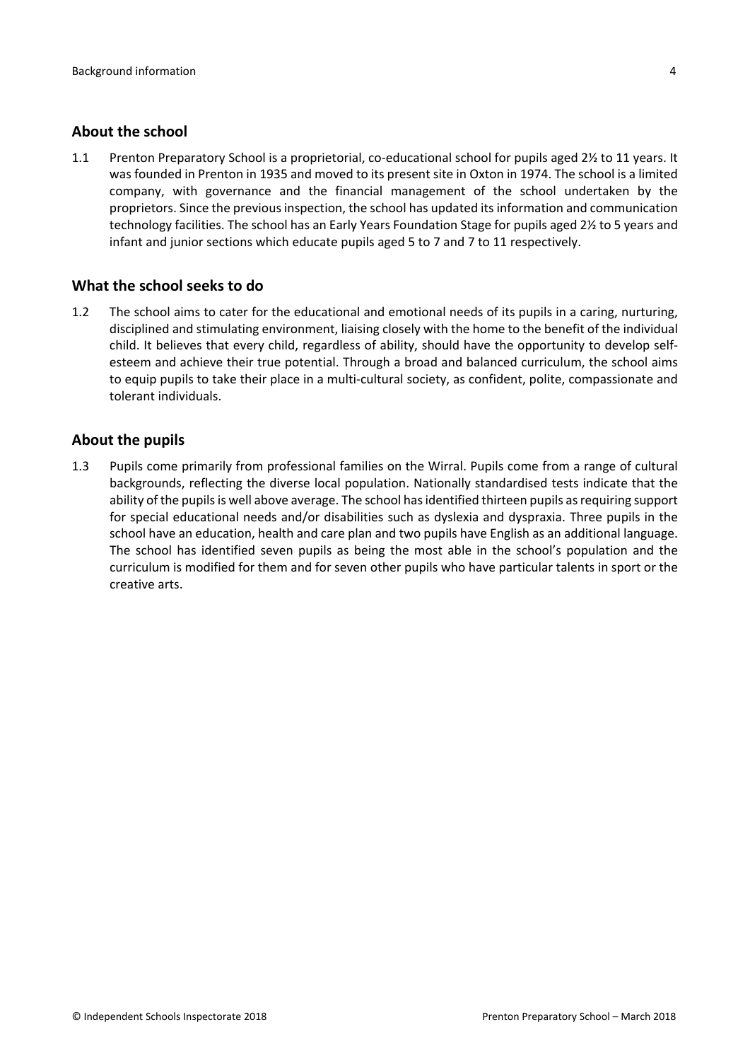## About the school

1.1 Prenton Preparatory School is a proprietorial, co-educational school for pupils aged 2½ to 11 years. It was founded in Prenton in 1935 and moved to its present site in Oxton in 1974. The school is a limited company, with governance and the financial management of the school undertaken by the proprietors. Since the previous inspection, the school has updated its information and communication technology facilities. The school has an Early Years Foundation Stage for pupils aged 2½ to 5 years and infant and junior sections which educate pupils aged 5 to 7 and 7 to 11 respectively.

## What the school seeks to do

1.2 The school aims to cater for the educational and emotional needs of its pupils in a caring, nurturing, disciplined and stimulating environment, liaising closely with the home to the benefit of the individual child. It believes that every child, regardless of ability, should have the opportunity to develop self-esteem and achieve their true potential. Through a broad and balanced curriculum, the school aims to equip pupils to take their place in a multi-cultural society, as confident, polite, compassionate and tolerant individuals.

## About the pupils

1.3 Pupils come primarily from professional families on the Wirral. Pupils come from a range of cultural backgrounds, reflecting the diverse local population. Nationally standardised tests indicate that the ability of the pupils is well above average. The school has identified thirteen pupils as requiring support for special educational needs and/or disabilities such as dyslexia and dyspraxia. Three pupils in the school have an education, health and care plan and two pupils have English as an additional language. The school has identified seven pupils as being the most able in the school's population and the curriculum is modified for them and for seven other pupils who have particular talents in sport or the creative arts.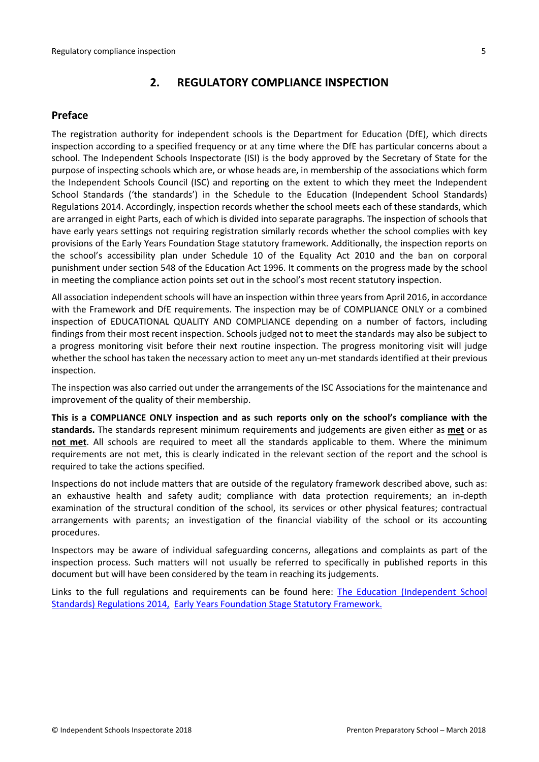## 2. REGULATORY COMPLIANCE INSPECTION

### Preface

The registration authority for independent schools is the Department for Education (DfE), which directs inspection according to a specified frequency or at any time where the DfE has particular concerns about a school. The Independent Schools Inspectorate (ISI) is the body approved by the Secretary of State for the purpose of inspecting schools which are, or whose heads are, in membership of the associations which form the Independent Schools Council (ISC) and reporting on the extent to which they meet the Independent School Standards ('the standards') in the Schedule to the Education (Independent School Standards) Regulations 2014. Accordingly, inspection records whether the school meets each of these standards, which are arranged in eight Parts, each of which is divided into separate paragraphs. The inspection of schools that have early years settings not requiring registration similarly records whether the school complies with key provisions of the Early Years Foundation Stage statutory framework. Additionally, the inspection reports on the school's accessibility plan under Schedule 10 of the Equality Act 2010 and the ban on corporal punishment under section 548 of the Education Act 1996. It comments on the progress made by the school in meeting the compliance action points set out in the school's most recent statutory inspection.

All association independent schools will have an inspection within three years from April 2016, in accordance with the Framework and DfE requirements. The inspection may be of COMPLIANCE ONLY or a combined inspection of EDUCATIONAL QUALITY AND COMPLIANCE depending on a number of factors, including findings from their most recent inspection. Schools judged not to meet the standards may also be subject to a progress monitoring visit before their next routine inspection. The progress monitoring visit will judge whether the school has taken the necessary action to meet any un-met standards identified at their previous inspection.

The inspection was also carried out under the arrangements of the ISC Associations for the maintenance and improvement of the quality of their membership.

**This is a COMPLIANCE ONLY inspection and as such reports only on the school's compliance with the standards.** The standards represent minimum requirements and judgements are given either as **met** or as **not met**. All schools are required to meet all the standards applicable to them. Where the minimum requirements are not met, this is clearly indicated in the relevant section of the report and the school is required to take the actions specified.

Inspections do not include matters that are outside of the regulatory framework described above, such as: an exhaustive health and safety audit; compliance with data protection requirements; an in-depth examination of the structural condition of the school, its services or other physical features; contractual arrangements with parents; an investigation of the financial viability of the school or its accounting procedures.

Inspectors may be aware of individual safeguarding concerns, allegations and complaints as part of the inspection process. Such matters will not usually be referred to specifically in published reports in this document but will have been considered by the team in reaching its judgements.

Links to the full regulations and requirements can be found here: The Education (Independent School Standards) Regulations 2014, Early Years Foundation Stage Statutory Framework.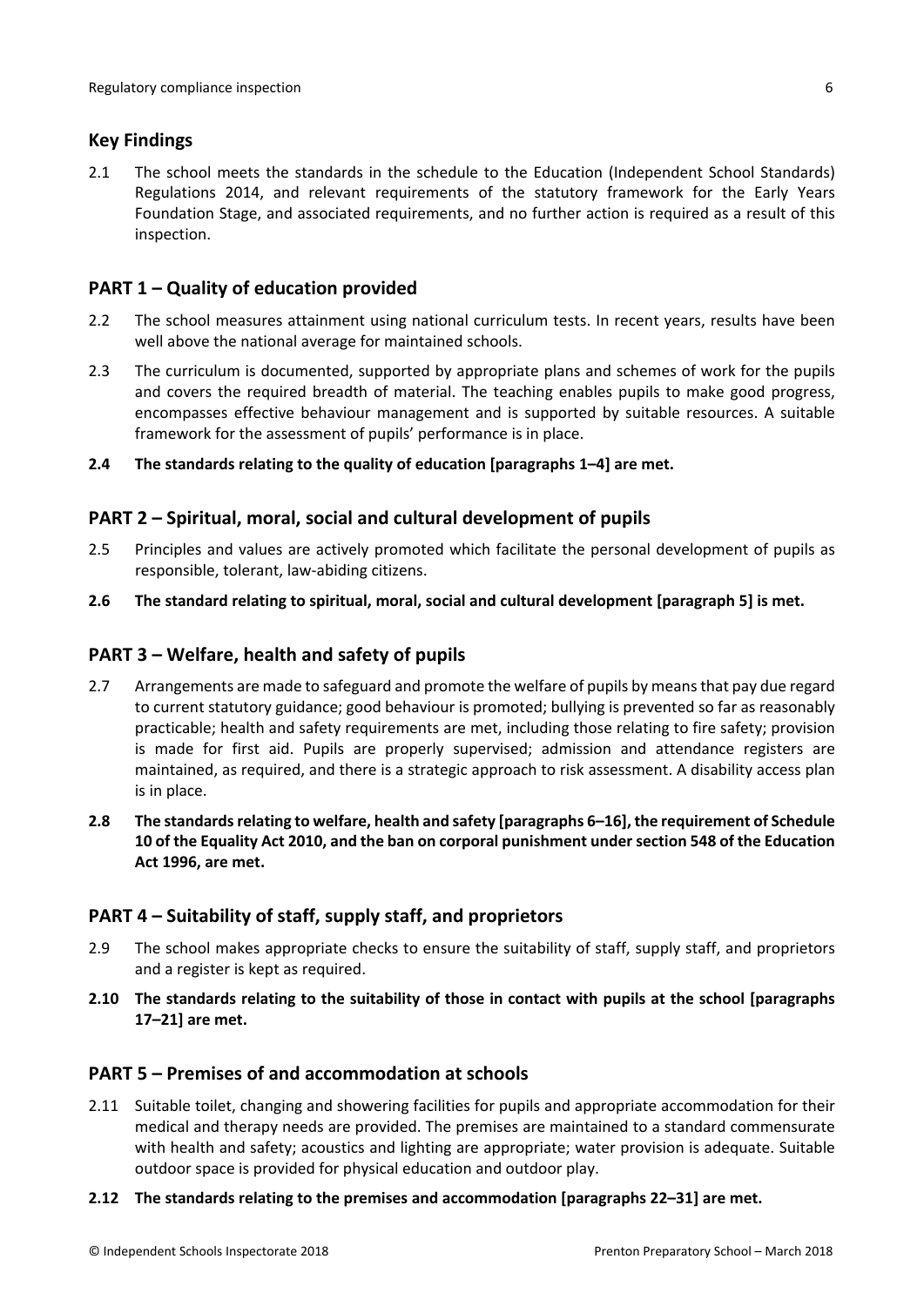## Key Findings

2.1 The school meets the standards in the schedule to the Education (Independent School Standards) Regulations 2014, and relevant requirements of the statutory framework for the Early Years Foundation Stage, and associated requirements, and no further action is required as a result of this inspection.

## PART 1 – Quality of education provided

2.2 The school measures attainment using national curriculum tests. In recent years, results have been well above the national average for maintained schools.

2.3 The curriculum is documented, supported by appropriate plans and schemes of work for the pupils and covers the required breadth of material. The teaching enables pupils to make good progress, encompasses effective behaviour management and is supported by suitable resources. A suitable framework for the assessment of pupils' performance is in place.

**2.4 The standards relating to the quality of education [paragraphs 1–4] are met.**

## PART 2 – Spiritual, moral, social and cultural development of pupils

2.5 Principles and values are actively promoted which facilitate the personal development of pupils as responsible, tolerant, law-abiding citizens.

**2.6 The standard relating to spiritual, moral, social and cultural development [paragraph 5] is met.**

## PART 3 – Welfare, health and safety of pupils

2.7 Arrangements are made to safeguard and promote the welfare of pupils by means that pay due regard to current statutory guidance; good behaviour is promoted; bullying is prevented so far as reasonably practicable; health and safety requirements are met, including those relating to fire safety; provision is made for first aid. Pupils are properly supervised; admission and attendance registers are maintained, as required, and there is a strategic approach to risk assessment. A disability access plan is in place.

**2.8 The standards relating to welfare, health and safety [paragraphs 6–16], the requirement of Schedule 10 of the Equality Act 2010, and the ban on corporal punishment under section 548 of the Education Act 1996, are met.**

## PART 4 – Suitability of staff, supply staff, and proprietors

2.9 The school makes appropriate checks to ensure the suitability of staff, supply staff, and proprietors and a register is kept as required.

**2.10 The standards relating to the suitability of those in contact with pupils at the school [paragraphs 17–21] are met.**

## PART 5 – Premises of and accommodation at schools

2.11 Suitable toilet, changing and showering facilities for pupils and appropriate accommodation for their medical and therapy needs are provided. The premises are maintained to a standard commensurate with health and safety; acoustics and lighting are appropriate; water provision is adequate. Suitable outdoor space is provided for physical education and outdoor play.

**2.12 The standards relating to the premises and accommodation [paragraphs 22–31] are met.**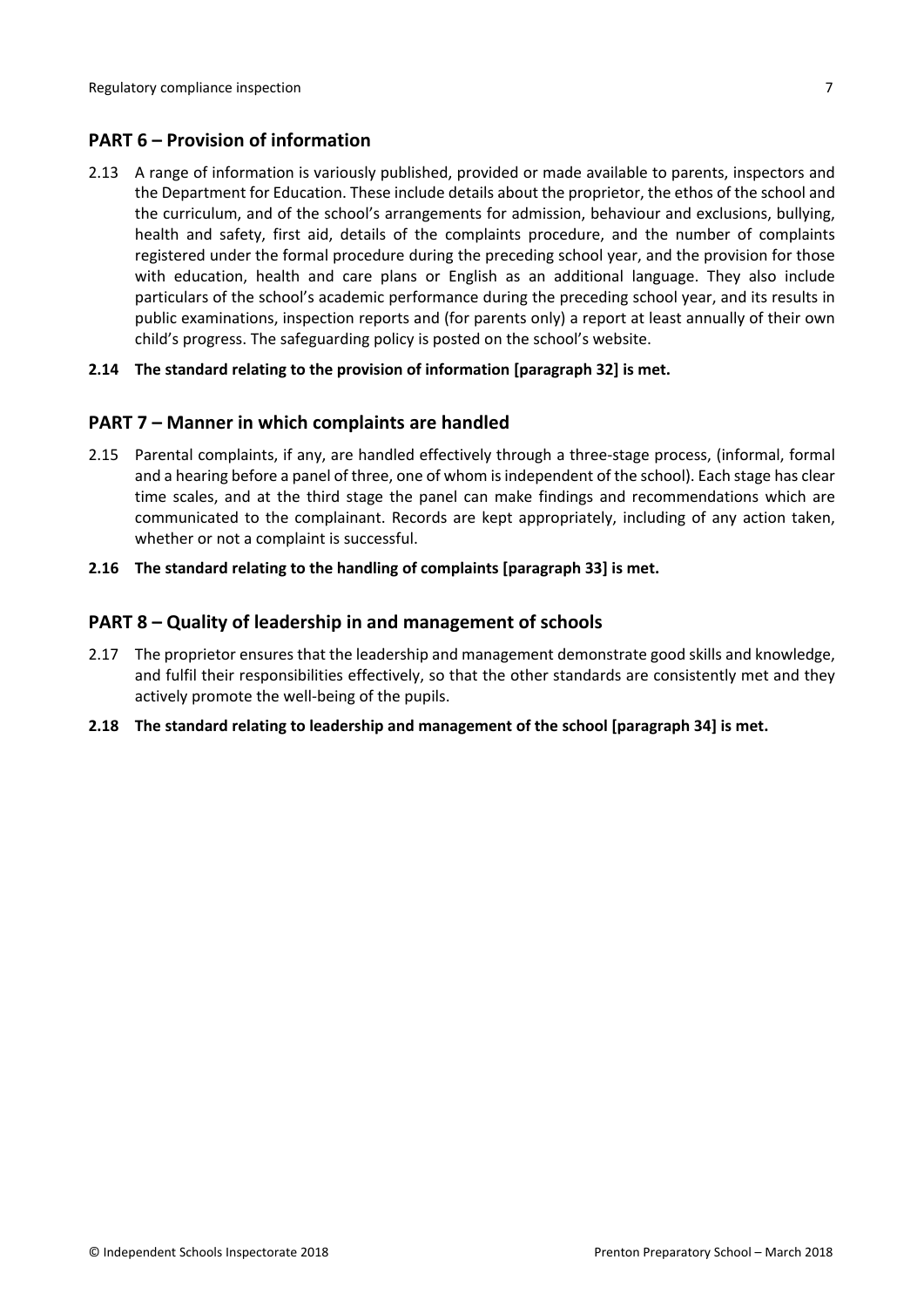## PART 6 – Provision of information

2.13 A range of information is variously published, provided or made available to parents, inspectors and the Department for Education. These include details about the proprietor, the ethos of the school and the curriculum, and of the school's arrangements for admission, behaviour and exclusions, bullying, health and safety, first aid, details of the complaints procedure, and the number of complaints registered under the formal procedure during the preceding school year, and the provision for those with education, health and care plans or English as an additional language. They also include particulars of the school's academic performance during the preceding school year, and its results in public examinations, inspection reports and (for parents only) a report at least annually of their own child's progress. The safeguarding policy is posted on the school's website.

**2.14 The standard relating to the provision of information [paragraph 32] is met.**

## PART 7 – Manner in which complaints are handled

2.15 Parental complaints, if any, are handled effectively through a three-stage process, (informal, formal and a hearing before a panel of three, one of whom is independent of the school). Each stage has clear time scales, and at the third stage the panel can make findings and recommendations which are communicated to the complainant. Records are kept appropriately, including of any action taken, whether or not a complaint is successful.

**2.16 The standard relating to the handling of complaints [paragraph 33] is met.**

## PART 8 – Quality of leadership in and management of schools

2.17 The proprietor ensures that the leadership and management demonstrate good skills and knowledge, and fulfil their responsibilities effectively, so that the other standards are consistently met and they actively promote the well-being of the pupils.

**2.18 The standard relating to leadership and management of the school [paragraph 34] is met.**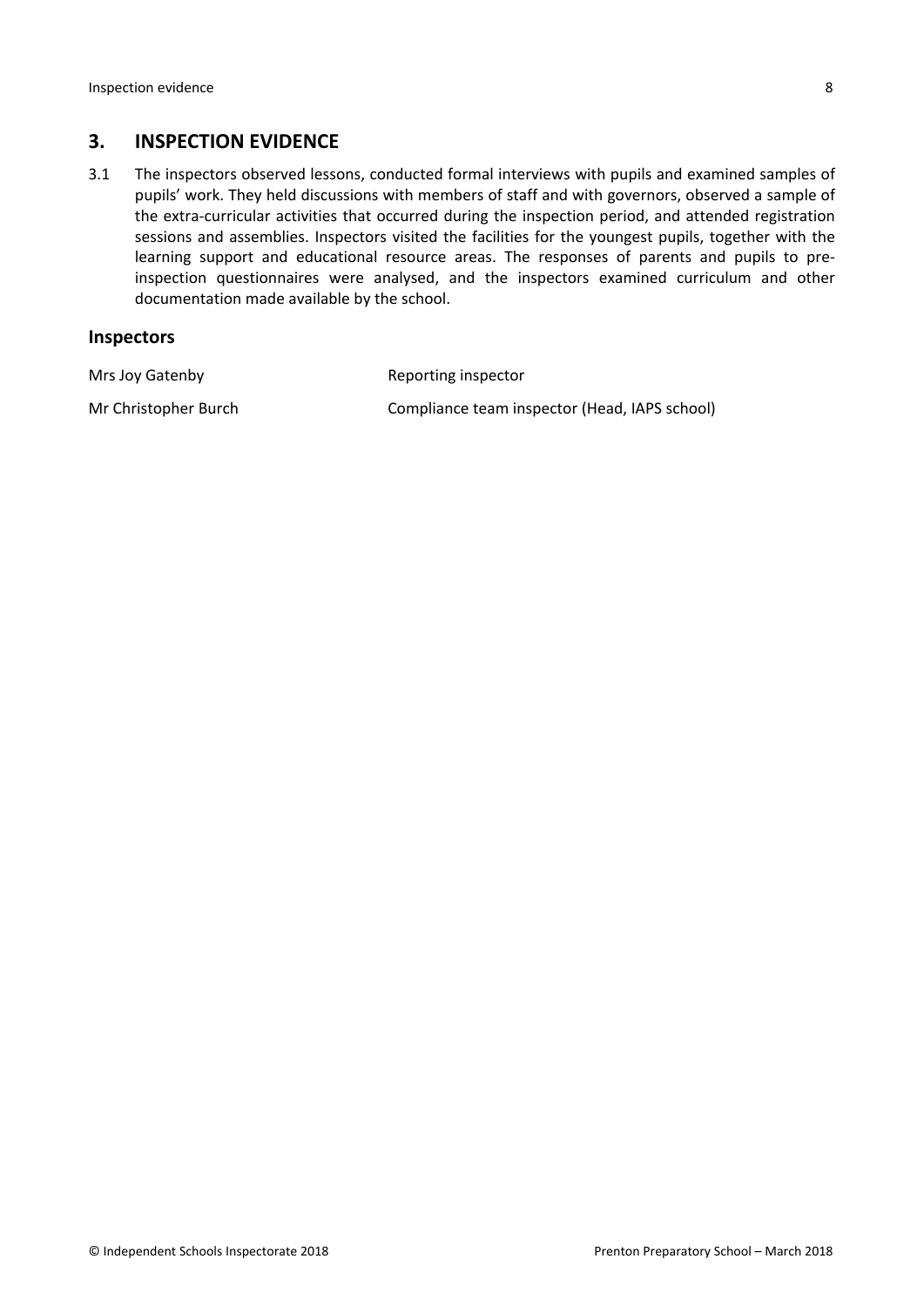## 3. INSPECTION EVIDENCE

3.1 The inspectors observed lessons, conducted formal interviews with pupils and examined samples of pupils' work. They held discussions with members of staff and with governors, observed a sample of the extra-curricular activities that occurred during the inspection period, and attended registration sessions and assemblies. Inspectors visited the facilities for the youngest pupils, together with the learning support and educational resource areas. The responses of parents and pupils to pre-inspection questionnaires were analysed, and the inspectors examined curriculum and other documentation made available by the school.

### Inspectors

| | |
|---|---|
| Mrs Joy Gatenby | Reporting inspector |
| Mr Christopher Burch | Compliance team inspector (Head, IAPS school) |